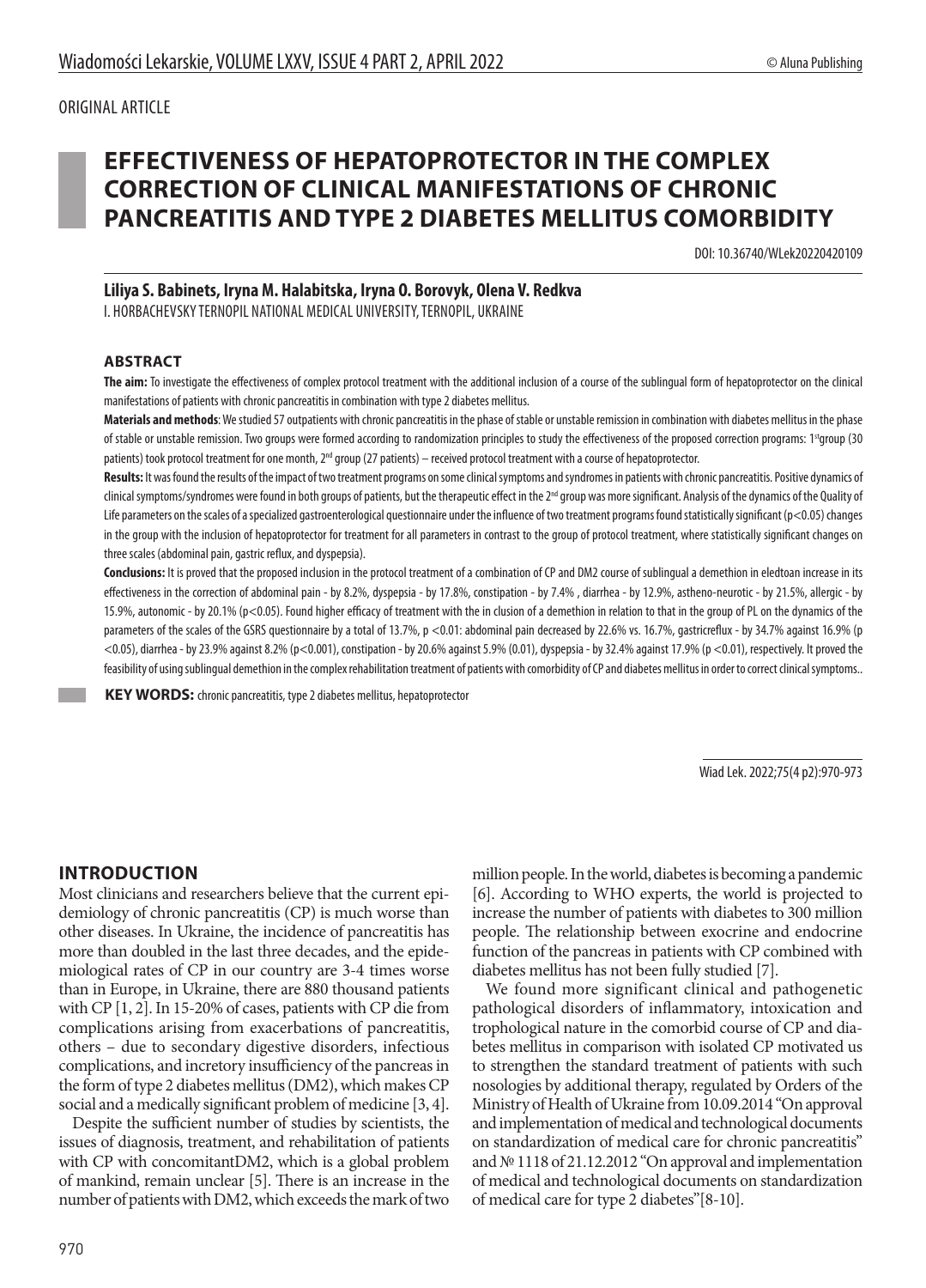ORIGINAL ARTICLE

# EFFECTIVENESS OF HEPATOPROTECTOR IN THE COMPLEX CORRECTION OF CLINICAL MANIFESTATIONS OF CHRONIC PANCREATITIS AND TYPE 2 DIABETES MELLITUS COMORBIDITY

DOI: 10.36740/WLek20220420109

**Liliya S. Babinets, Iryna M. Halabitska, Iryna O. Borovyk, Olena V. Redkva**

I. HORBACHEVSKY TERNOPIL NATIONAL MEDICAL UNIVERSITY, TERNOPIL, UKRAINE

## ABSTRACT

**The aim:** To investigate the effectiveness of complex protocol treatment with the additional inclusion of a course of the sublingual form of hepatoprotector on the clinical manifestations of patients with chronic pancreatitis in combination with type 2 diabetes mellitus.

**Materials and methods**: We studied 57 outpatients with chronic pancreatitis in the phase of stable or unstable remission in combination with diabetes mellitus in the phase of stable or unstable remission. Two groups were formed according to randomization principles to study the effectiveness of the proposed correction programs: 1st group (30 patients) took protocol treatment for one month, 2nd group (27 patients) – received protocol treatment with a course of hepatoprotector.

**Results:** It was found the results of the impact of two treatment programs on some clinical symptoms and syndromes in patients with chronic pancreatitis. Positive dynamics of clinical symptoms/syndromes were found in both groups of patients, but the therapeutic effect in the 2nd group was more significant. Analysis of the dynamics of the Quality of Life parameters on the scales of a specialized gastroenterological questionnaire under the influence of two treatment programs found statistically significant ($p<0.05$) changes in the group with the inclusion of hepatoprotector for treatment for all parameters in contrast to the group of protocol treatment, where statistically significant changes on three scales (abdominal pain, gastric reflux, and dyspepsia).

**Conclusions:** It is proved that the proposed inclusion in the protocol treatment of a combination of CP and DM2 course of sublingual a demethion in eledtoan increase in its effectiveness in the correction of abdominal pain - by 8.2%, dyspepsia - by 17.8%, constipation - by 7.4% , diarrhea - by 12.9%, astheno-neurotic - by 21.5%, allergic - by 15.9%, autonomic - by 20.1% ($p<0.05$). Found higher efficacy of treatment with the in clusion of a demethion in relation to that in the group of PL on the dynamics of the parameters of the scales of the GSRS questionnaire by a total of 13.7%, $p<0.01$: abdominal pain decreased by 22.6% vs. 16.7%, gastricreflux - by 34.7% against 16.9% ($p<0.05$), diarrhea - by 23.9% against 8.2% ($p<0.001$), constipation - by 20.6% against 5.9% (0.01), dyspepsia - by 32.4% against 17.9% ($p<0.01$), respectively. It proved the feasibility of using sublingual demethion in the complex rehabilitation treatment of patients with comorbidity of CP and diabetes mellitus in order to correct clinical symptoms..

**KEY WORDS:** chronic pancreatitis, type 2 diabetes mellitus, hepatoprotector

Wiad Lek. 2022;75(4 p2):970-973

## INTRODUCTION

Most clinicians and researchers believe that the current epidemiology of chronic pancreatitis (CP) is much worse than other diseases. In Ukraine, the incidence of pancreatitis has more than doubled in the last three decades, and the epidemiological rates of CP in our country are 3-4 times worse than in Europe, in Ukraine, there are 880 thousand patients with CP [1, 2]. In 15-20% of cases, patients with CP die from complications arising from exacerbations of pancreatitis, others – due to secondary digestive disorders, infectious complications, and incretory insufficiency of the pancreas in the form of type 2 diabetes mellitus (DM2), which makes CP social and a medically significant problem of medicine [3, 4].

Despite the sufficient number of studies by scientists, the issues of diagnosis, treatment, and rehabilitation of patients with CP with concomitantDM2, which is a global problem of mankind, remain unclear [5]. There is an increase in the number of patients with DM2, which exceeds the mark of two million people. In the world, diabetes is becoming a pandemic [6]. According to WHO experts, the world is projected to increase the number of patients with diabetes to 300 million people. The relationship between exocrine and endocrine function of the pancreas in patients with CP combined with diabetes mellitus has not been fully studied [7].

We found more significant clinical and pathogenetic pathological disorders of inflammatory, intoxication and trophological nature in the comorbid course of CP and diabetes mellitus in comparison with isolated CP motivated us to strengthen the standard treatment of patients with such nosologies by additional therapy, regulated by Orders of the Ministry of Health of Ukraine from 10.09.2014 "On approval and implementation of medical and technological documents on standardization of medical care for chronic pancreatitis" and № 1118 of 21.12.2012 "On approval and implementation of medical and technological documents on standardization of medical care for type 2 diabetes"[8-10].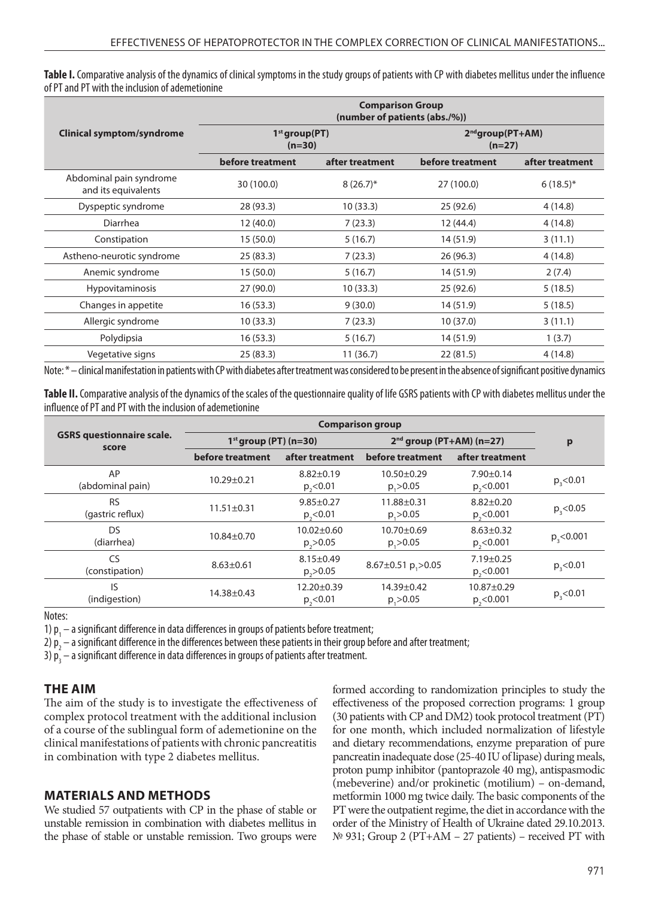**Table I.** Comparative analysis of the dynamics of clinical symptoms in the study groups of patients with CP with diabetes mellitus under the influence of PT and PT with the inclusion of ademetionine

| Clinical symptom/syndrome | Comparison Group (number of patients (abs./%)) | | | |
|---|---|---|---|---|
| | 1st group(PT) (n=30) | | 2nd group(PT+AM) (n=27) | |
| | before treatment | after treatment | before treatment | after treatment |
| Abdominal pain syndrome and its equivalents | 30 (100.0) | 8 (26.7)* | 27 (100.0) | 6 (18.5)* |
| Dyspeptic syndrome | 28 (93.3) | 10 (33.3) | 25 (92.6) | 4 (14.8) |
| Diarrhea | 12 (40.0) | 7 (23.3) | 12 (44.4) | 4 (14.8) |
| Constipation | 15 (50.0) | 5 (16.7) | 14 (51.9) | 3 (11.1) |
| Astheno-neurotic syndrome | 25 (83.3) | 7 (23.3) | 26 (96.3) | 4 (14.8) |
| Anemic syndrome | 15 (50.0) | 5 (16.7) | 14 (51.9) | 2 (7.4) |
| Hypovitaminosis | 27 (90.0) | 10 (33.3) | 25 (92.6) | 5 (18.5) |
| Changes in appetite | 16 (53.3) | 9 (30.0) | 14 (51.9) | 5 (18.5) |
| Allergic syndrome | 10 (33.3) | 7 (23.3) | 10 (37.0) | 3 (11.1) |
| Polydipsia | 16 (53.3) | 5 (16.7) | 14 (51.9) | 1 (3.7) |
| Vegetative signs | 25 (83.3) | 11 (36.7) | 22 (81.5) | 4 (14.8) |

Note: * – clinical manifestation in patients with CP with diabetes after treatment was considered to be present in the absence of significant positive dynamics

**Table II.** Comparative analysis of the dynamics of the scales of the questionnaire quality of life GSRS patients with CP with diabetes mellitus under the influence of PT and PT with the inclusion of ademetionine

| GSRS questionnaire scale. score | Comparison group | | | | p |
|---|---|---|---|---|---|
| | 1st group (PT) (n=30) | | 2nd group (PT+AM) (n=27) | | |
| | before treatment | after treatment | before treatment | after treatment | |
| AP (abdominal pain) | 10.29±0.21 | 8.82±0.19 $p_2<0.01$ | 10.50±0.29 $p_1>0.05$ | 7.90±0.14 $p_2<0.001$ | $p_3<0.01$ |
| RS (gastric reflux) | 11.51±0.31 | 9.85±0.27 $p_2<0.01$ | 11.88±0.31 $p_1>0.05$ | 8.82±0.20 $p_2<0.001$ | $p_3<0.05$ |
| DS (diarrhea) | 10.84±0.70 | 10.02±0.60 $p_2>0.05$ | 10.70±0.69 $p_1>0.05$ | 8.63±0.32 $p_2<0.001$ | $p_3<0.001$ |
| CS (constipation) | 8.63±0.61 | 8.15±0.49 $p_2>0.05$ | 8.67±0.51 $p_1>0.05$ | 7.19±0.25 $p_2<0.001$ | $p_3<0.01$ |
| IS (indigestion) | 14.38±0.43 | 12.20±0.39 $p_2<0.01$ | 14.39±0.42 $p_1>0.05$ | 10.87±0.29 $p_2<0.001$ | $p_3<0.01$ |

Notes:

1) $p_1$ – a significant difference in data differences in groups of patients before treatment;

2) $p_2$ – a significant difference in the differences between these patients in their group before and after treatment;

3) $p_3$ – a significant difference in data differences in groups of patients after treatment.

## THE AIM

The aim of the study is to investigate the effectiveness of complex protocol treatment with the additional inclusion of a course of the sublingual form of ademetionine on the clinical manifestations of patients with chronic pancreatitis in combination with type 2 diabetes mellitus.

## MATERIALS AND METHODS

We studied 57 outpatients with CP in the phase of stable or unstable remission in combination with diabetes mellitus in the phase of stable or unstable remission. Two groups were formed according to randomization principles to study the effectiveness of the proposed correction programs: 1 group (30 patients with CP and DM2) took protocol treatment (PT) for one month, which included normalization of lifestyle and dietary recommendations, enzyme preparation of pure pancreatin inadequate dose (25-40 IU of lipase) during meals, proton pump inhibitor (pantoprazole 40 mg), antispasmodic (mebeverine) and/or prokinetic (motilium) – on-demand, metformin 1000 mg twice daily. The basic components of the PT were the outpatient regime, the diet in accordance with the order of the Ministry of Health of Ukraine dated 29.10.2013. № 931; Group 2 (PT+AM – 27 patients) – received PT with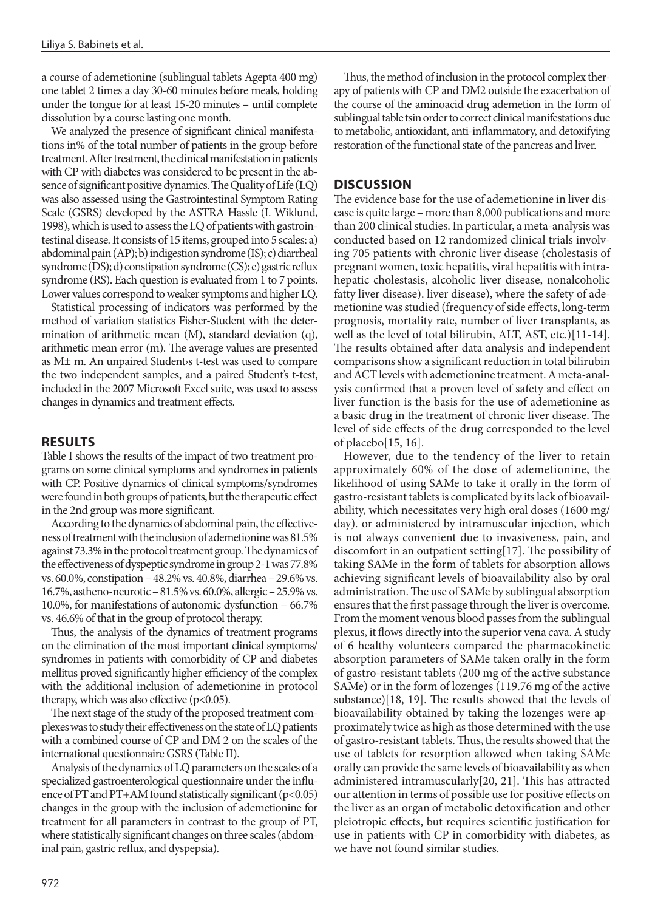a course of ademetionine (sublingual tablets Agepta 400 mg) one tablet 2 times a day 30-60 minutes before meals, holding under the tongue for at least 15-20 minutes – until complete dissolution by a course lasting one month.

We analyzed the presence of significant clinical manifestations in% of the total number of patients in the group before treatment. After treatment, the clinical manifestation in patients with CP with diabetes was considered to be present in the absence of significant positive dynamics. The Quality of Life (LQ) was also assessed using the Gastrointestinal Symptom Rating Scale (GSRS) developed by the ASTRA Hassle (I. Wiklund, 1998), which is used to assess the LQ of patients with gastrointestinal disease. It consists of 15 items, grouped into 5 scales: a) abdominal pain (AP); b) indigestion syndrome (IS); c) diarrheal syndrome (DS); d) constipation syndrome (CS); e) gastric reflux syndrome (RS). Each question is evaluated from 1 to 7 points. Lower values correspond to weaker symptoms and higher LQ.

Statistical processing of indicators was performed by the method of variation statistics Fisher-Student with the determination of arithmetic mean (M), standard deviation (q), arithmetic mean error (m). The average values are presented as M± m. An unpaired Student›s t-test was used to compare the two independent samples, and a paired Student's t-test, included in the 2007 Microsoft Excel suite, was used to assess changes in dynamics and treatment effects.

## RESULTS

Table I shows the results of the impact of two treatment programs on some clinical symptoms and syndromes in patients with CP. Positive dynamics of clinical symptoms/syndromes were found in both groups of patients, but the therapeutic effect in the 2nd group was more significant.

According to the dynamics of abdominal pain, the effectiveness of treatment with the inclusion of ademetionine was 81.5% against 73.3% in the protocol treatment group. The dynamics of the effectiveness of dyspeptic syndrome in group 2-1 was 77.8% vs. 60.0%, constipation – 48.2% vs. 40.8%, diarrhea – 29.6% vs. 16.7%, astheno-neurotic – 81.5% vs. 60.0%, allergic – 25.9% vs. 10.0%, for manifestations of autonomic dysfunction – 66.7% vs. 46.6% of that in the group of protocol therapy.

Thus, the analysis of the dynamics of treatment programs on the elimination of the most important clinical symptoms/syndromes in patients with comorbidity of CP and diabetes mellitus proved significantly higher efficiency of the complex with the additional inclusion of ademetionine in protocol therapy, which was also effective ($p<0.05$).

The next stage of the study of the proposed treatment complexes was to study their effectiveness on the state of LQ patients with a combined course of CP and DM 2 on the scales of the international questionnaire GSRS (Table II).

Analysis of the dynamics of LQ parameters on the scales of a specialized gastroenterological questionnaire under the influence of PT and PT+AM found statistically significant ($p<0.05$) changes in the group with the inclusion of ademetionine for treatment for all parameters in contrast to the group of PT, where statistically significant changes on three scales (abdominal pain, gastric reflux, and dyspepsia).

Thus, the method of inclusion in the protocol complex therapy of patients with CP and DM2 outside the exacerbation of the course of the aminoacid drug ademetion in the form of sublingual table tsin order to correct clinical manifestations due to metabolic, antioxidant, anti-inflammatory, and detoxifying restoration of the functional state of the pancreas and liver.

## DISCUSSION

The evidence base for the use of ademetionine in liver disease is quite large – more than 8,000 publications and more than 200 clinical studies. In particular, a meta-analysis was conducted based on 12 randomized clinical trials involving 705 patients with chronic liver disease (cholestasis of pregnant women, toxic hepatitis, viral hepatitis with intrahepatic cholestasis, alcoholic liver disease, nonalcoholic fatty liver disease). liver disease), where the safety of ademetionine was studied (frequency of side effects, long-term prognosis, mortality rate, number of liver transplants, as well as the level of total bilirubin, ALT, AST, etc.)[11-14]. The results obtained after data analysis and independent comparisons show a significant reduction in total bilirubin and ACT levels with ademetionine treatment. A meta-analysis confirmed that a proven level of safety and effect on liver function is the basis for the use of ademetionine as a basic drug in the treatment of chronic liver disease. The level of side effects of the drug corresponded to the level of placebo[15, 16].

However, due to the tendency of the liver to retain approximately 60% of the dose of ademetionine, the likelihood of using SAMe to take it orally in the form of gastro-resistant tablets is complicated by its lack of bioavailability, which necessitates very high oral doses (1600 mg/day). or administered by intramuscular injection, which is not always convenient due to invasiveness, pain, and discomfort in an outpatient setting[17]. The possibility of taking SAMe in the form of tablets for absorption allows achieving significant levels of bioavailability also by oral administration. The use of SAMe by sublingual absorption ensures that the first passage through the liver is overcome. From the moment venous blood passes from the sublingual plexus, it flows directly into the superior vena cava. A study of 6 healthy volunteers compared the pharmacokinetic absorption parameters of SAMe taken orally in the form of gastro-resistant tablets (200 mg of the active substance SAMe) or in the form of lozenges (119.76 mg of the active substance)[18, 19]. The results showed that the levels of bioavailability obtained by taking the lozenges were approximately twice as high as those determined with the use of gastro-resistant tablets. Thus, the results showed that the use of tablets for resorption allowed when taking SAMe orally can provide the same levels of bioavailability as when administered intramuscularly[20, 21]. This has attracted our attention in terms of possible use for positive effects on the liver as an organ of metabolic detoxification and other pleiotropic effects, but requires scientific justification for use in patients with CP in comorbidity with diabetes, as we have not found similar studies.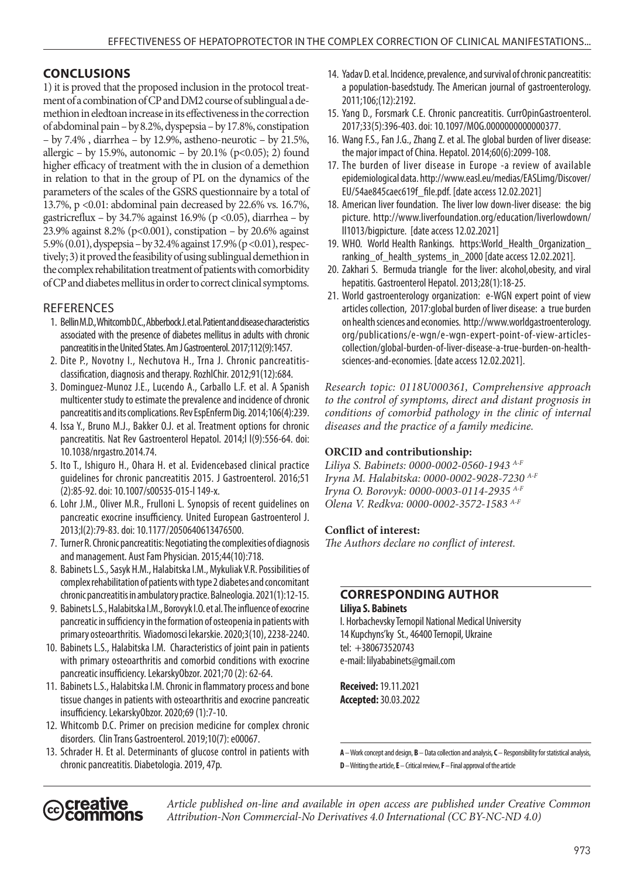## CONCLUSIONS

1) it is proved that the proposed inclusion in the protocol treatment of a combination of CP and DM2 course of sublingual a demethion in eledtoan increase in its effectiveness in the correction of abdominal pain – by 8.2%, dyspepsia – by 17.8%, constipation – by 7.4% , diarrhea – by 12.9%, astheno-neurotic – by 21.5%, allergic – by 15.9%, autonomic – by 20.1% ($p<0.05$); 2) found higher efficacy of treatment with the in clusion of a demethion in relation to that in the group of PL on the dynamics of the parameters of the scales of the GSRS questionnaire by a total of 13.7%, $p<0.01$: abdominal pain decreased by 22.6% vs. 16.7%, gastricreflux – by 34.7% against 16.9% ($p<0.05$), diarrhea – by 23.9% against 8.2% ($p<0.001$), constipation – by 20.6% against 5.9% (0.01), dyspepsia – by 32.4% against 17.9% ($p<0.01$), respectively; 3) it proved the feasibility of using sublingual demethion in the complex rehabilitation treatment of patients with comorbidity of CP and diabetes mellitus in order to correct clinical symptoms.

## REFERENCES

1. Bellin M.D., Whitcomb D.C., Abberbock J. et al. Patient and disease characteristics associated with the presence of diabetes mellitus in adults with chronic pancreatitis in the United States. Am J Gastroenterol. 2017;112(9):1457.
2. Dite P., Novotny I., Nechutova H., Trna J. Chronic pancreatitis-classification, diagnosis and therapy. RozhlChir. 2012;91(12):684.
3. Dominguez-Munoz J.E., Lucendo A., Carballo L.F. et al. A Spanish multicenter study to estimate the prevalence and incidence of chronic pancreatitis and its complications. Rev EspEnferm Dig. 2014;106(4):239.
4. Issa Y., Bruno M.J., Bakker O.J. et al. Treatment options for chronic pancreatitis. Nat Rev Gastroenterol Hepatol. 2014;l l(9):556-64. doi: 10.1038/nrgastro.2014.74.
5. Ito T., Ishiguro H., Ohara H. et al. Evidencebased clinical practice guidelines for chronic pancreatitis 2015. J Gastroenterol. 2016;51 (2):85-92. doi: 10.1007/s00535-015-l 149-x.
6. Lohr J.M., Oliver M.R., Frulloni L. Synopsis of recent guidelines on pancreatic exocrine insufficiency. United European Gastroenterol J. 2013;l(2):79-83. doi: 10.1177/2050640613476500.
7. Turner R. Chronic pancreatitis: Negotiating the complexities of diagnosis and management. Aust Fam Physician. 2015;44(10):718.
8. Babinets L.S., Sasyk H.M., Halabitska I.M., Mykuliak V.R. Possibilities of complex rehabilitation of patients with type 2 diabetes and concomitant chronic pancreatitis in ambulatory practice. Balneologia. 2021(1):12-15.
9. Babinets L.S., Halabitska I.M., Borovyk I.O. et al. The influence of exocrine pancreatic in sufficiency in the formation of osteopenia in patients with primary osteoarthritis. Wiadomosci lekarskie. 2020;3(10), 2238-2240.
10. Babinets L.S., Halabitska I.M. Characteristics of joint pain in patients with primary osteoarthritis and comorbid conditions with exocrine pancreatic insufficiency. LekarskyObzor. 2021;70 (2): 62-64.
11. Babinets L.S., Halabitska I.M. Chronic in flammatory process and bone tissue changes in patients with osteoarthritis and exocrine pancreatic insufficiency. LekarskyObzor. 2020;69 (1):7-10.
12. Whitcomb D.C. Primer on precision medicine for complex chronic disorders. Clin Trans Gastroenterol. 2019;10(7): e00067.
13. Schrader H. Et al. Determinants of glucose control in patients with chronic pancreatitis. Diabetologia. 2019, 47p.
14. Yadav D. et al. Incidence, prevalence, and survival of chronic pancreatitis: a population-basedstudy. The American journal of gastroenterology. 2011;106;(12):2192.
15. Yang D., Forsmark C.E. Chronic pancreatitis. CurrOpinGastroenterol. 2017;33(5):396-403. doi: 10.1097/MOG.0000000000000377.
16. Wang F.S., Fan J.G., Zhang Z. et al. The global burden of liver disease: the major impact of China. Hepatol. 2014;60(6):2099-108.
17. The burden of liver disease in Europe -a review of available epidemiological data. http://www.easl.eu/medias/EASLimg/Discover/EU/54ae845caec619f_file.pdf. [date access 12.02.2021]
18. American liver foundation. The liver low down-liver disease: the big picture. http://www.liverfoundation.org/education/liverlowdown/ll1013/bigpicture. [date access 12.02.2021]
19. WHO. World Health Rankings. https:World_Health_Organization_ranking_of_health_systems_in_2000 [date access 12.02.2021].
20. Zakhari S. Bermuda triangle for the liver: alcohol,obesity, and viral hepatitis. Gastroenterol Hepatol. 2013;28(1):18-25.
21. World gastroenterology organization: e-WGN expert point of view articles collection, 2017:global burden of liver disease: a true burden on health sciences and economies. http://www.worldgastroenterology.org/publications/e-wgn/e-wgn-expert-point-of-view-articles-collection/global-burden-of-liver-disease-a-true-burden-on-health-sciences-and-economies. [date access 12.02.2021].

*Research topic: 0118U000361, Comprehensive approach to the control of symptoms, direct and distant prognosis in conditions of comorbid pathology in the clinic of internal diseases and the practice of a family medicine.*

**ORCID and contributionship:**

*Liliya S. Babinets: 0000-0002-0560-1943* [A-F]
*Iryna M. Halabitska: 0000-0002-9028-7230* [A-F]
*Iryna O. Borovyk: 0000-0003-0114-2935* [A-F]
*Olena V. Redkva: 0000-0002-3572-1583* [A-F]

**Conflict of interest:**

*The Authors declare no conflict of interest.*

### CORRESPONDING AUTHOR

**Liliya S. Babinets**
I. Horbachevsky Ternopil National Medical University
14 Kupchyns'ky St., 46400 Ternopil, Ukraine
tel: +380673520743
e-mail: lilyababinets@gmail.com

**Received:** 19.11.2021
**Accepted:** 30.03.2022

**A** – Work concept and design, **B** – Data collection and analysis, **C** – Responsibility for statistical analysis, **D** – Writing the article, **E** – Critical review, **F** – Final approval of the article

*Article published on-line and available in open access are published under Creative Common Attribution-Non Commercial-No Derivatives 4.0 International (CC BY-NC-ND 4.0)*